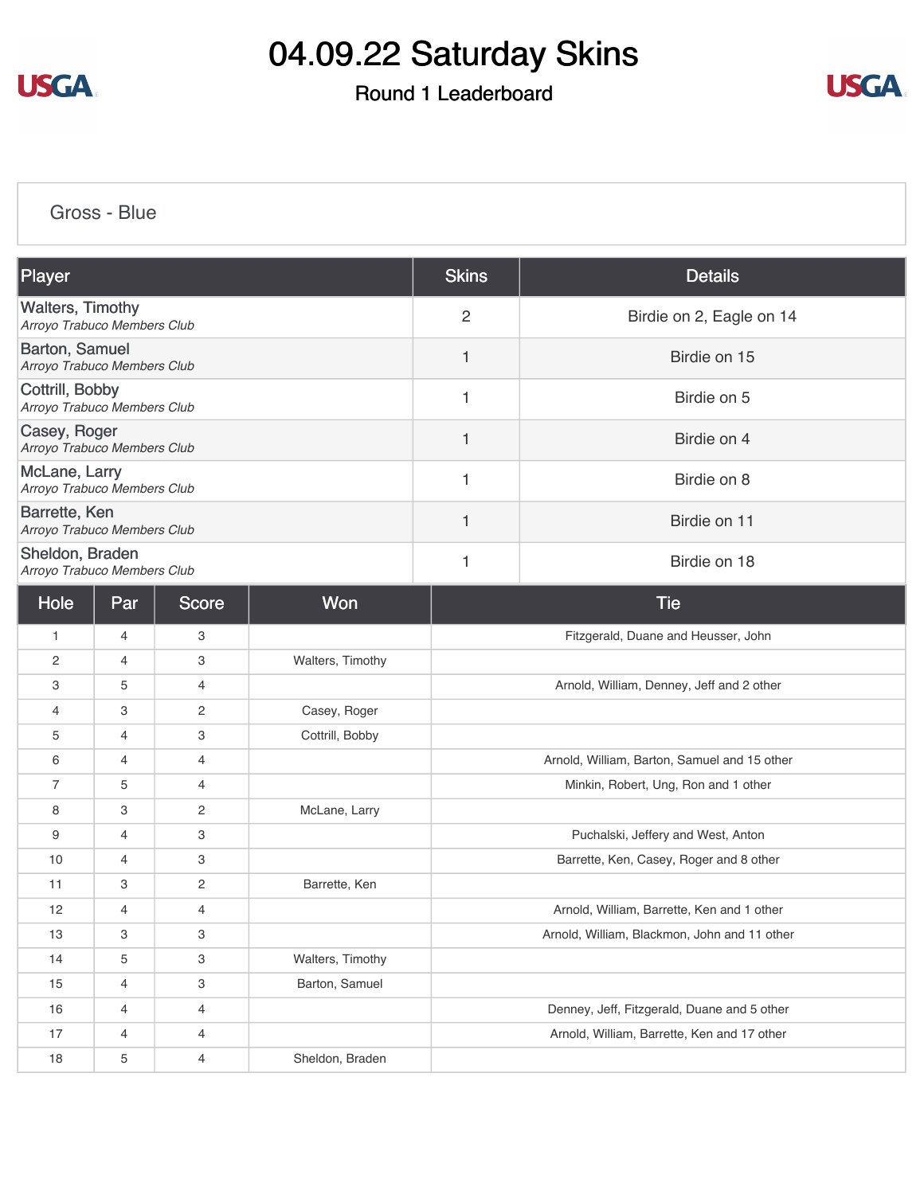# 04.09.22 Saturday Skins

## Round 1 Leaderboard

### Gross - Blue

| Player | Skins | Details |
|---|---|---|
| Walters, Timothy<br>*Arroyo Trabuco Members Club* | 2 | Birdie on 2, Eagle on 14 |
| Barton, Samuel<br>*Arroyo Trabuco Members Club* | 1 | Birdie on 15 |
| Cottrill, Bobby<br>*Arroyo Trabuco Members Club* | 1 | Birdie on 5 |
| Casey, Roger<br>*Arroyo Trabuco Members Club* | 1 | Birdie on 4 |
| McLane, Larry<br>*Arroyo Trabuco Members Club* | 1 | Birdie on 8 |
| Barrette, Ken<br>*Arroyo Trabuco Members Club* | 1 | Birdie on 11 |
| Sheldon, Braden<br>*Arroyo Trabuco Members Club* | 1 | Birdie on 18 |

| Hole | Par | Score | Won | Tie |
|---|---|---|---|---|
| 1 | 4 | 3 | | Fitzgerald, Duane and Heusser, John |
| 2 | 4 | 3 | Walters, Timothy | |
| 3 | 5 | 4 | | Arnold, William, Denney, Jeff and 2 other |
| 4 | 3 | 2 | Casey, Roger | |
| 5 | 4 | 3 | Cottrill, Bobby | |
| 6 | 4 | 4 | | Arnold, William, Barton, Samuel and 15 other |
| 7 | 5 | 4 | | Minkin, Robert, Ung, Ron and 1 other |
| 8 | 3 | 2 | McLane, Larry | |
| 9 | 4 | 3 | | Puchalski, Jeffery and West, Anton |
| 10 | 4 | 3 | | Barrette, Ken, Casey, Roger and 8 other |
| 11 | 3 | 2 | Barrette, Ken | |
| 12 | 4 | 4 | | Arnold, William, Barrette, Ken and 1 other |
| 13 | 3 | 3 | | Arnold, William, Blackmon, John and 11 other |
| 14 | 5 | 3 | Walters, Timothy | |
| 15 | 4 | 3 | Barton, Samuel | |
| 16 | 4 | 4 | | Denney, Jeff, Fitzgerald, Duane and 5 other |
| 17 | 4 | 4 | | Arnold, William, Barrette, Ken and 17 other |
| 18 | 5 | 4 | Sheldon, Braden | |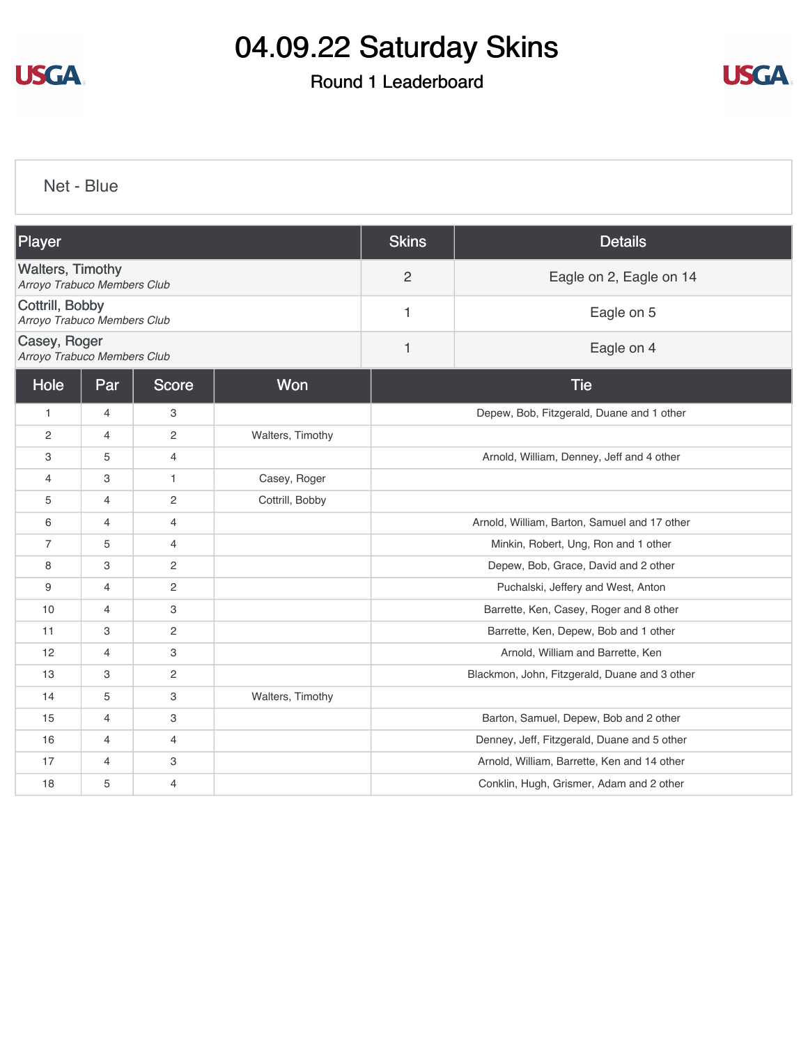# 04.09.22 Saturday Skins

## Round 1 Leaderboard

### Net - Blue

| Player | Skins | Details |
|---|---|---|
| Walters, Timothy<br>*Arroyo Trabuco Members Club* | 2 | Eagle on 2, Eagle on 14 |
| Cottrill, Bobby<br>*Arroyo Trabuco Members Club* | 1 | Eagle on 5 |
| Casey, Roger<br>*Arroyo Trabuco Members Club* | 1 | Eagle on 4 |

| Hole | Par | Score | Won | Tie |
|---|---|---|---|---|
| 1 | 4 | 3 | | Depew, Bob, Fitzgerald, Duane and 1 other |
| 2 | 4 | 2 | Walters, Timothy | |
| 3 | 5 | 4 | | Arnold, William, Denney, Jeff and 4 other |
| 4 | 3 | 1 | Casey, Roger | |
| 5 | 4 | 2 | Cottrill, Bobby | |
| 6 | 4 | 4 | | Arnold, William, Barton, Samuel and 17 other |
| 7 | 5 | 4 | | Minkin, Robert, Ung, Ron and 1 other |
| 8 | 3 | 2 | | Depew, Bob, Grace, David and 2 other |
| 9 | 4 | 2 | | Puchalski, Jeffery and West, Anton |
| 10 | 4 | 3 | | Barrette, Ken, Casey, Roger and 8 other |
| 11 | 3 | 2 | | Barrette, Ken, Depew, Bob and 1 other |
| 12 | 4 | 3 | | Arnold, William and Barrette, Ken |
| 13 | 3 | 2 | | Blackmon, John, Fitzgerald, Duane and 3 other |
| 14 | 5 | 3 | Walters, Timothy | |
| 15 | 4 | 3 | | Barton, Samuel, Depew, Bob and 2 other |
| 16 | 4 | 4 | | Denney, Jeff, Fitzgerald, Duane and 5 other |
| 17 | 4 | 3 | | Arnold, William, Barrette, Ken and 14 other |
| 18 | 5 | 4 | | Conklin, Hugh, Grismer, Adam and 2 other |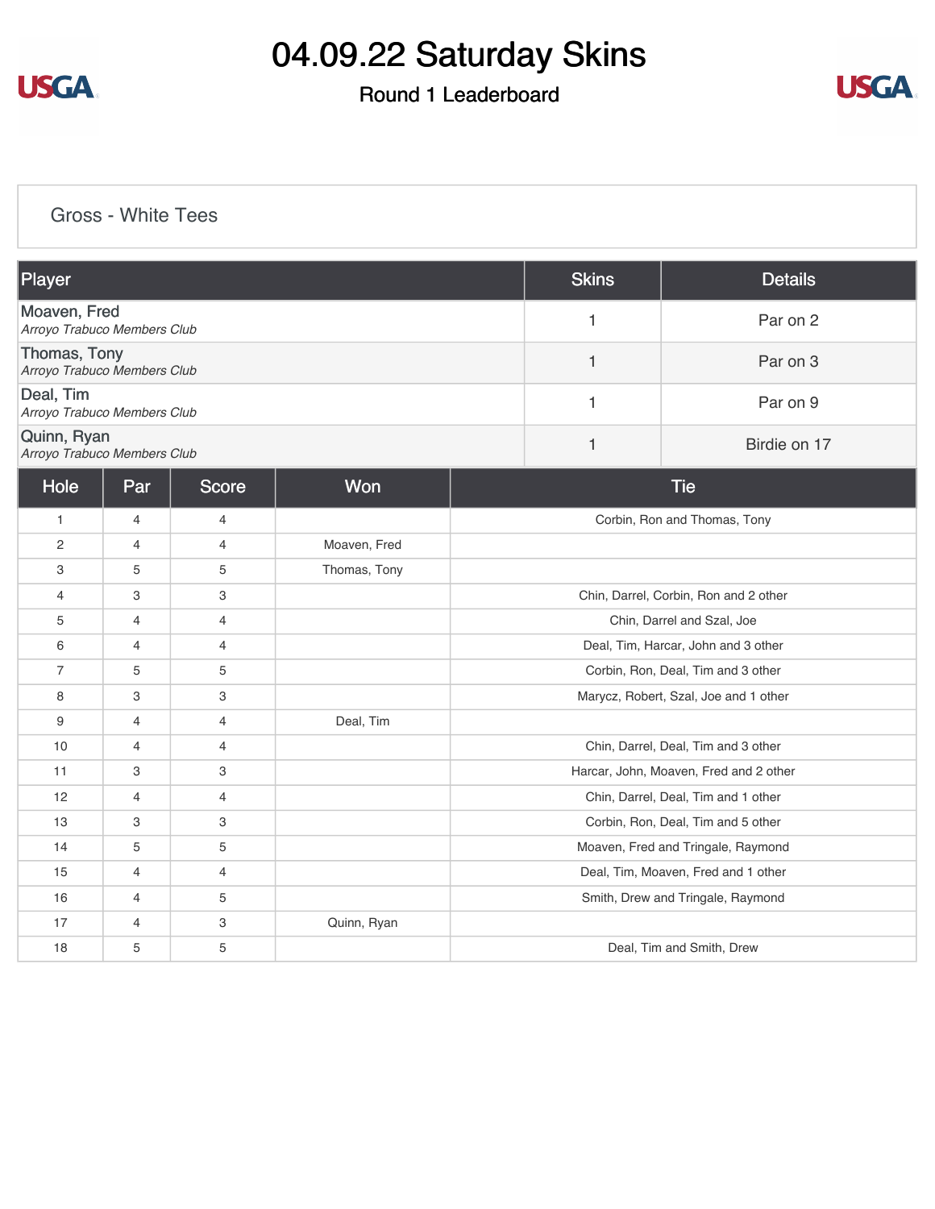# 04.09.22 Saturday Skins

## Round 1 Leaderboard

### Gross - White Tees

| Player | Skins | Details |
|---|---|---|
| Moaven, Fred<br>*Arroyo Trabuco Members Club* | 1 | Par on 2 |
| Thomas, Tony<br>*Arroyo Trabuco Members Club* | 1 | Par on 3 |
| Deal, Tim<br>*Arroyo Trabuco Members Club* | 1 | Par on 9 |
| Quinn, Ryan<br>*Arroyo Trabuco Members Club* | 1 | Birdie on 17 |

| Hole | Par | Score | Won | Tie |
|---|---|---|---|---|
| 1 | 4 | 4 | | Corbin, Ron and Thomas, Tony |
| 2 | 4 | 4 | Moaven, Fred | |
| 3 | 5 | 5 | Thomas, Tony | |
| 4 | 3 | 3 | | Chin, Darrel, Corbin, Ron and 2 other |
| 5 | 4 | 4 | | Chin, Darrel and Szal, Joe |
| 6 | 4 | 4 | | Deal, Tim, Harcar, John and 3 other |
| 7 | 5 | 5 | | Corbin, Ron, Deal, Tim and 3 other |
| 8 | 3 | 3 | | Marycz, Robert, Szal, Joe and 1 other |
| 9 | 4 | 4 | Deal, Tim | |
| 10 | 4 | 4 | | Chin, Darrel, Deal, Tim and 3 other |
| 11 | 3 | 3 | | Harcar, John, Moaven, Fred and 2 other |
| 12 | 4 | 4 | | Chin, Darrel, Deal, Tim and 1 other |
| 13 | 3 | 3 | | Corbin, Ron, Deal, Tim and 5 other |
| 14 | 5 | 5 | | Moaven, Fred and Tringale, Raymond |
| 15 | 4 | 4 | | Deal, Tim, Moaven, Fred and 1 other |
| 16 | 4 | 5 | | Smith, Drew and Tringale, Raymond |
| 17 | 4 | 3 | Quinn, Ryan | |
| 18 | 5 | 5 | | Deal, Tim and Smith, Drew |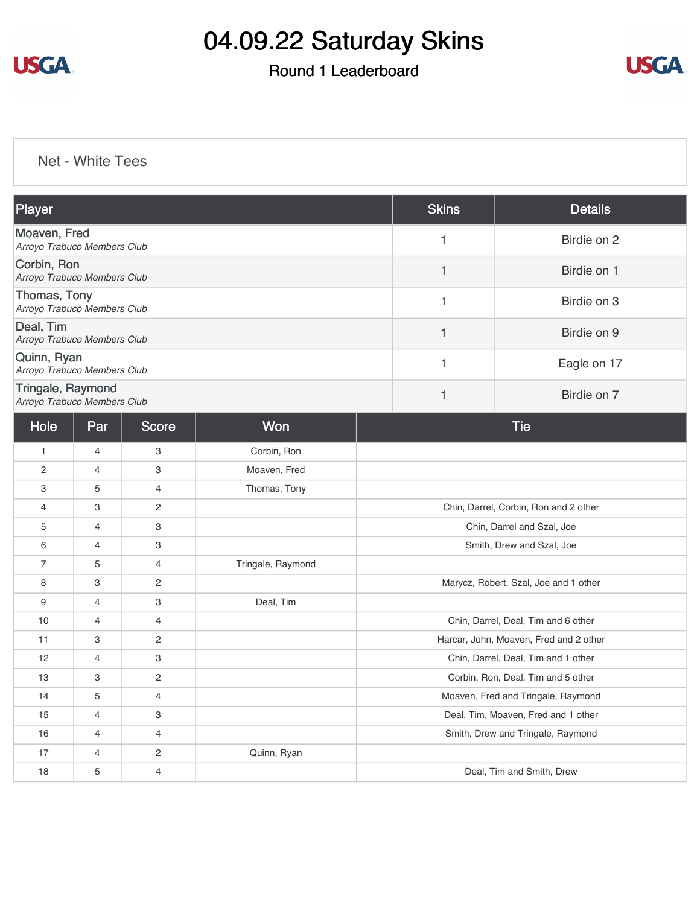# 04.09.22 Saturday Skins

## Round 1 Leaderboard

### Net - White Tees

| Player | Skins | Details |
|---|---|---|
| Moaven, Fred<br>*Arroyo Trabuco Members Club* | 1 | Birdie on 2 |
| Corbin, Ron<br>*Arroyo Trabuco Members Club* | 1 | Birdie on 1 |
| Thomas, Tony<br>*Arroyo Trabuco Members Club* | 1 | Birdie on 3 |
| Deal, Tim<br>*Arroyo Trabuco Members Club* | 1 | Birdie on 9 |
| Quinn, Ryan<br>*Arroyo Trabuco Members Club* | 1 | Eagle on 17 |
| Tringale, Raymond<br>*Arroyo Trabuco Members Club* | 1 | Birdie on 7 |

| Hole | Par | Score | Won | Tie |
|---|---|---|---|---|
| 1 | 4 | 3 | Corbin, Ron | |
| 2 | 4 | 3 | Moaven, Fred | |
| 3 | 5 | 4 | Thomas, Tony | |
| 4 | 3 | 2 | | Chin, Darrel, Corbin, Ron and 2 other |
| 5 | 4 | 3 | | Chin, Darrel and Szal, Joe |
| 6 | 4 | 3 | | Smith, Drew and Szal, Joe |
| 7 | 5 | 4 | Tringale, Raymond | |
| 8 | 3 | 2 | | Marycz, Robert, Szal, Joe and 1 other |
| 9 | 4 | 3 | Deal, Tim | |
| 10 | 4 | 4 | | Chin, Darrel, Deal, Tim and 6 other |
| 11 | 3 | 2 | | Harcar, John, Moaven, Fred and 2 other |
| 12 | 4 | 3 | | Chin, Darrel, Deal, Tim and 1 other |
| 13 | 3 | 2 | | Corbin, Ron, Deal, Tim and 5 other |
| 14 | 5 | 4 | | Moaven, Fred and Tringale, Raymond |
| 15 | 4 | 3 | | Deal, Tim, Moaven, Fred and 1 other |
| 16 | 4 | 4 | | Smith, Drew and Tringale, Raymond |
| 17 | 4 | 2 | Quinn, Ryan | |
| 18 | 5 | 4 | | Deal, Tim and Smith, Drew |